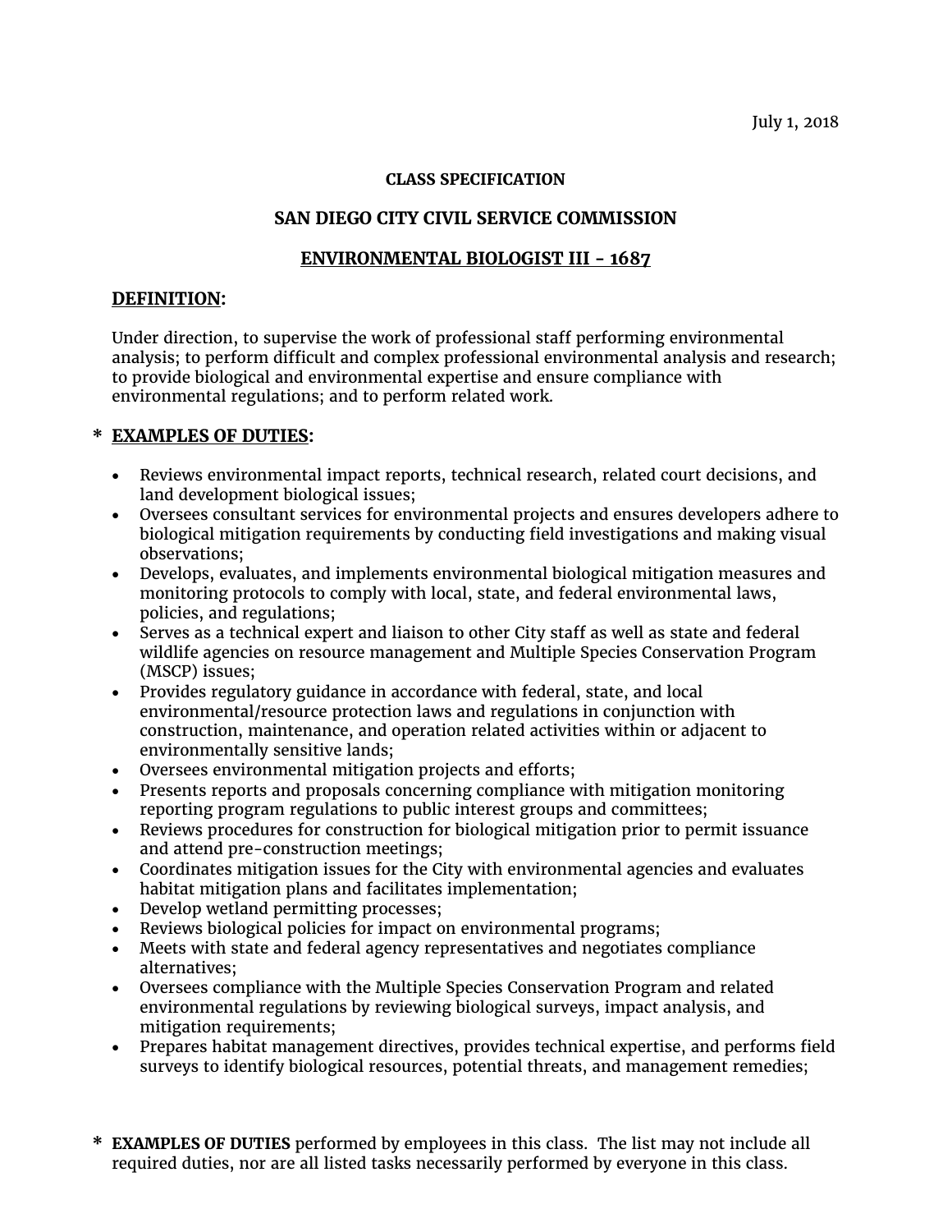July 1, 2018

**CLASS SPECIFICATION**

**SAN DIEGO CITY CIVIL SERVICE COMMISSION**

**ENVIRONMENTAL BIOLOGIST III - 1687**

## DEFINITION:

Under direction, to supervise the work of professional staff performing environmental analysis; to perform difficult and complex professional environmental analysis and research; to provide biological and environmental expertise and ensure compliance with environmental regulations; and to perform related work.

## * EXAMPLES OF DUTIES:

- Reviews environmental impact reports, technical research, related court decisions, and land development biological issues;
- Oversees consultant services for environmental projects and ensures developers adhere to biological mitigation requirements by conducting field investigations and making visual observations;
- Develops, evaluates, and implements environmental biological mitigation measures and monitoring protocols to comply with local, state, and federal environmental laws, policies, and regulations;
- Serves as a technical expert and liaison to other City staff as well as state and federal wildlife agencies on resource management and Multiple Species Conservation Program (MSCP) issues;
- Provides regulatory guidance in accordance with federal, state, and local environmental/resource protection laws and regulations in conjunction with construction, maintenance, and operation related activities within or adjacent to environmentally sensitive lands;
- Oversees environmental mitigation projects and efforts;
- Presents reports and proposals concerning compliance with mitigation monitoring reporting program regulations to public interest groups and committees;
- Reviews procedures for construction for biological mitigation prior to permit issuance and attend pre-construction meetings;
- Coordinates mitigation issues for the City with environmental agencies and evaluates habitat mitigation plans and facilitates implementation;
- Develop wetland permitting processes;
- Reviews biological policies for impact on environmental programs;
- Meets with state and federal agency representatives and negotiates compliance alternatives;
- Oversees compliance with the Multiple Species Conservation Program and related environmental regulations by reviewing biological surveys, impact analysis, and mitigation requirements;
- Prepares habitat management directives, provides technical expertise, and performs field surveys to identify biological resources, potential threats, and management remedies;

\* **EXAMPLES OF DUTIES** performed by employees in this class. The list may not include all required duties, nor are all listed tasks necessarily performed by everyone in this class.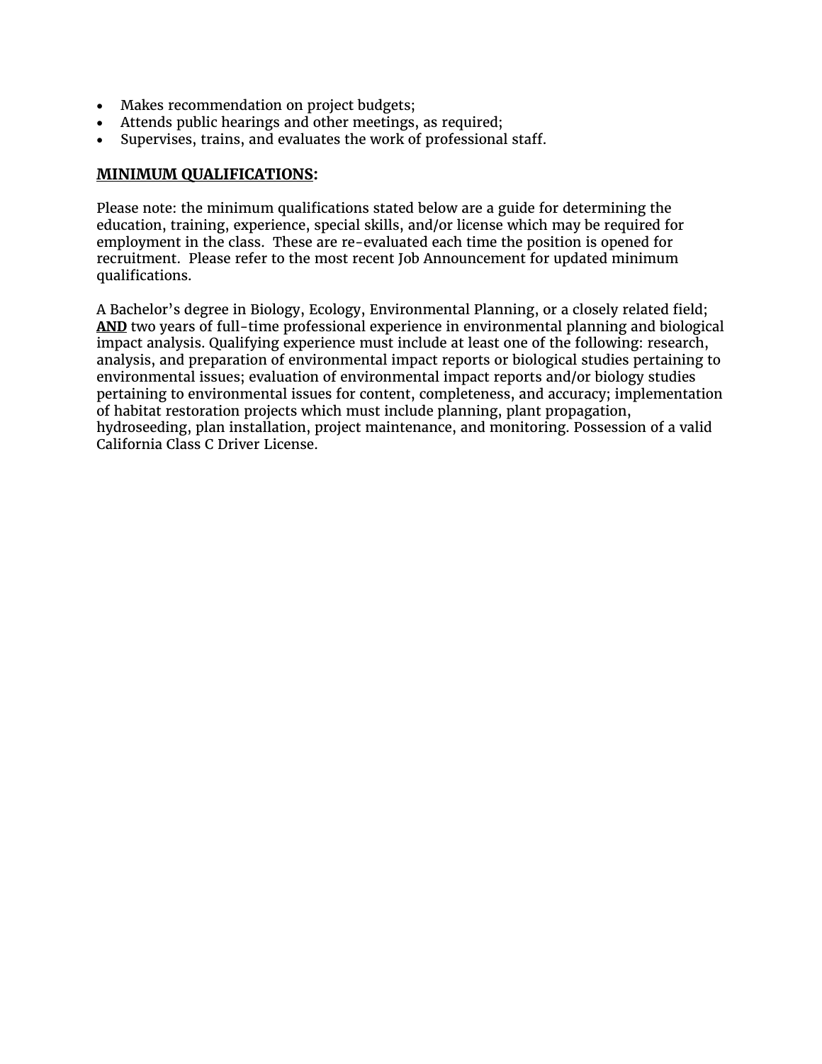- Makes recommendation on project budgets;
- Attends public hearings and other meetings, as required;
- Supervises, trains, and evaluates the work of professional staff.

## MINIMUM QUALIFICATIONS:

Please note: the minimum qualifications stated below are a guide for determining the education, training, experience, special skills, and/or license which may be required for employment in the class. These are re-evaluated each time the position is opened for recruitment. Please refer to the most recent Job Announcement for updated minimum qualifications.

A Bachelor's degree in Biology, Ecology, Environmental Planning, or a closely related field; **AND** two years of full-time professional experience in environmental planning and biological impact analysis. Qualifying experience must include at least one of the following: research, analysis, and preparation of environmental impact reports or biological studies pertaining to environmental issues; evaluation of environmental impact reports and/or biology studies pertaining to environmental issues for content, completeness, and accuracy; implementation of habitat restoration projects which must include planning, plant propagation, hydroseeding, plan installation, project maintenance, and monitoring. Possession of a valid California Class C Driver License.